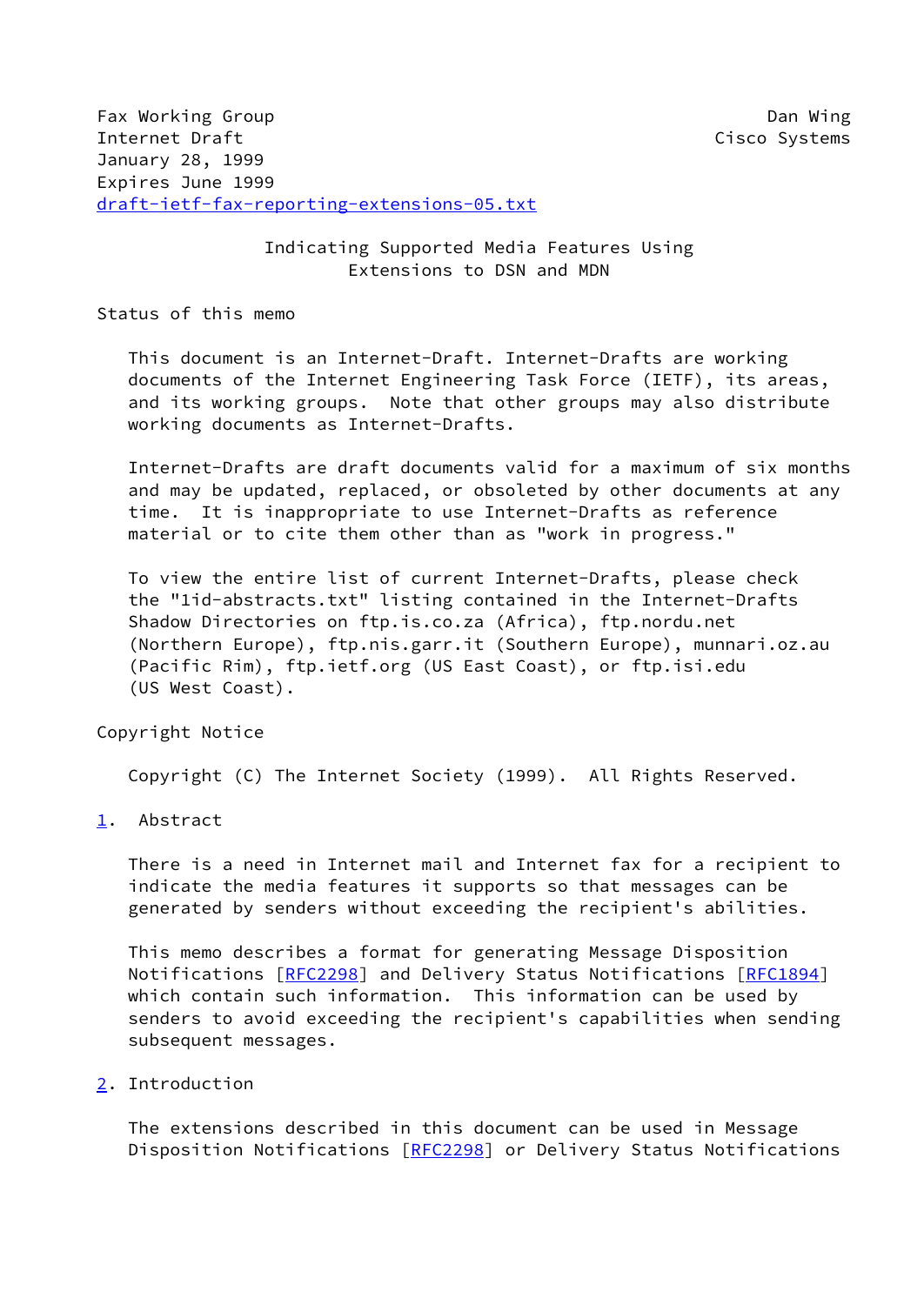Fax Working Group — Dan Wing
Internet Draft — Cisco Systems
January 28, 1999
Expires June 1999
draft-ietf-fax-reporting-extensions-05.txt

# Indicating Supported Media Features Using Extensions to DSN and MDN

## Status of this memo

This document is an Internet-Draft. Internet-Drafts are working documents of the Internet Engineering Task Force (IETF), its areas, and its working groups. Note that other groups may also distribute working documents as Internet-Drafts.

Internet-Drafts are draft documents valid for a maximum of six months and may be updated, replaced, or obsoleted by other documents at any time. It is inappropriate to use Internet-Drafts as reference material or to cite them other than as "work in progress."

To view the entire list of current Internet-Drafts, please check the "1id-abstracts.txt" listing contained in the Internet-Drafts Shadow Directories on ftp.is.co.za (Africa), ftp.nordu.net (Northern Europe), ftp.nis.garr.it (Southern Europe), munnari.oz.au (Pacific Rim), ftp.ietf.org (US East Coast), or ftp.isi.edu (US West Coast).

## Copyright Notice

Copyright (C) The Internet Society (1999). All Rights Reserved.

## 1. Abstract

There is a need in Internet mail and Internet fax for a recipient to indicate the media features it supports so that messages can be generated by senders without exceeding the recipient's abilities.

This memo describes a format for generating Message Disposition Notifications [RFC2298] and Delivery Status Notifications [RFC1894] which contain such information. This information can be used by senders to avoid exceeding the recipient's capabilities when sending subsequent messages.

## 2. Introduction

The extensions described in this document can be used in Message Disposition Notifications [RFC2298] or Delivery Status Notifications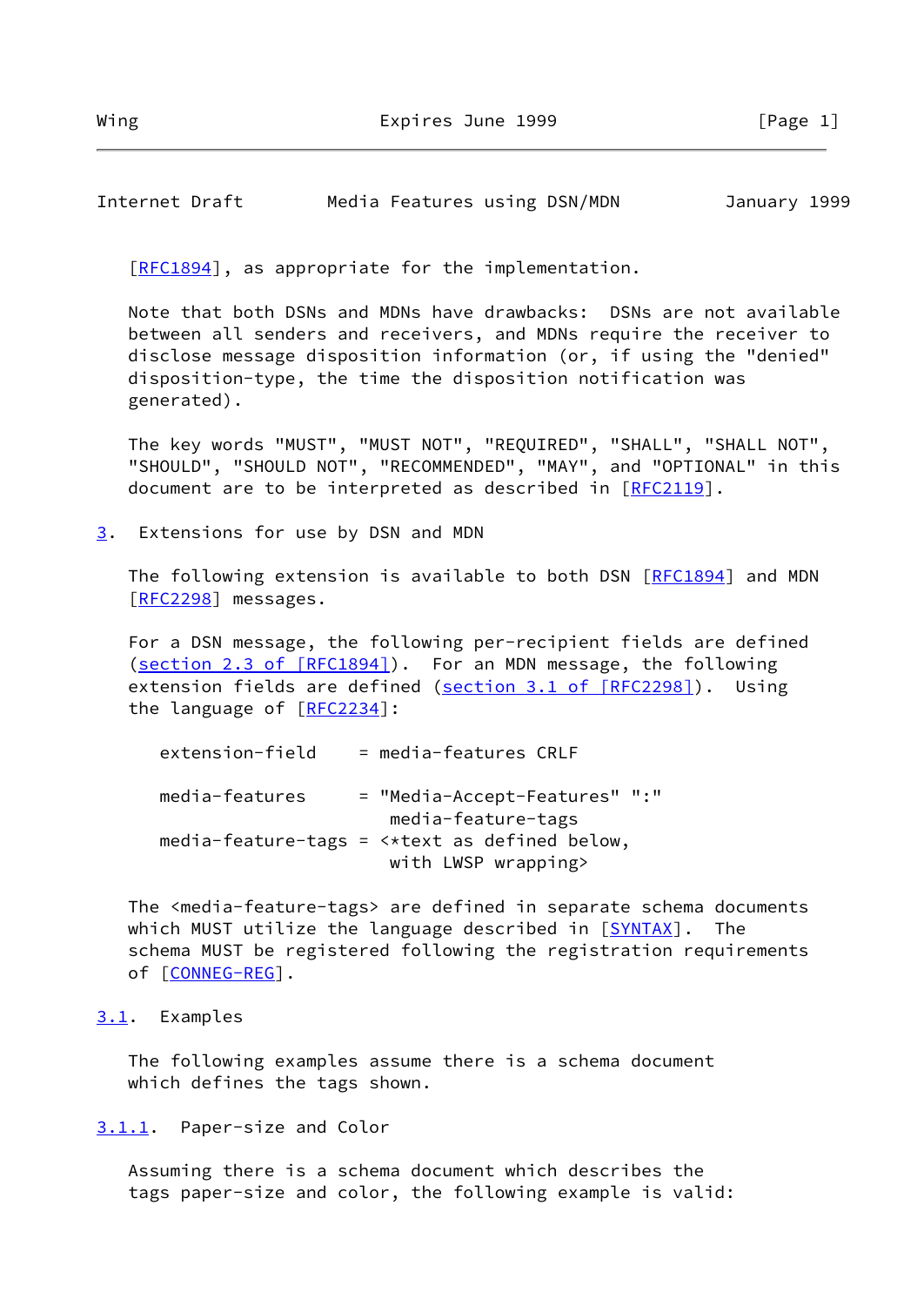[RFC1894], as appropriate for the implementation.

Note that both DSNs and MDNs have drawbacks: DSNs are not available between all senders and receivers, and MDNs require the receiver to disclose message disposition information (or, if using the "denied" disposition-type, the time the disposition notification was generated).

The key words "MUST", "MUST NOT", "REQUIRED", "SHALL", "SHALL NOT", "SHOULD", "SHOULD NOT", "RECOMMENDED", "MAY", and "OPTIONAL" in this document are to be interpreted as described in [RFC2119].

## 3. Extensions for use by DSN and MDN

The following extension is available to both DSN [RFC1894] and MDN [RFC2298] messages.

For a DSN message, the following per-recipient fields are defined (section 2.3 of [RFC1894]). For an MDN message, the following extension fields are defined (section 3.1 of [RFC2298]). Using the language of [RFC2234]:

```
extension-field    = media-features CRLF

media-features     = "Media-Accept-Features" ":"
                      media-feature-tags
media-feature-tags = <*text as defined below,
                      with LWSP wrapping>
```

The <media-feature-tags> are defined in separate schema documents which MUST utilize the language described in [SYNTAX]. The schema MUST be registered following the registration requirements of [CONNEG-REG].

### 3.1. Examples

The following examples assume there is a schema document which defines the tags shown.

#### 3.1.1. Paper-size and Color

Assuming there is a schema document which describes the tags paper-size and color, the following example is valid: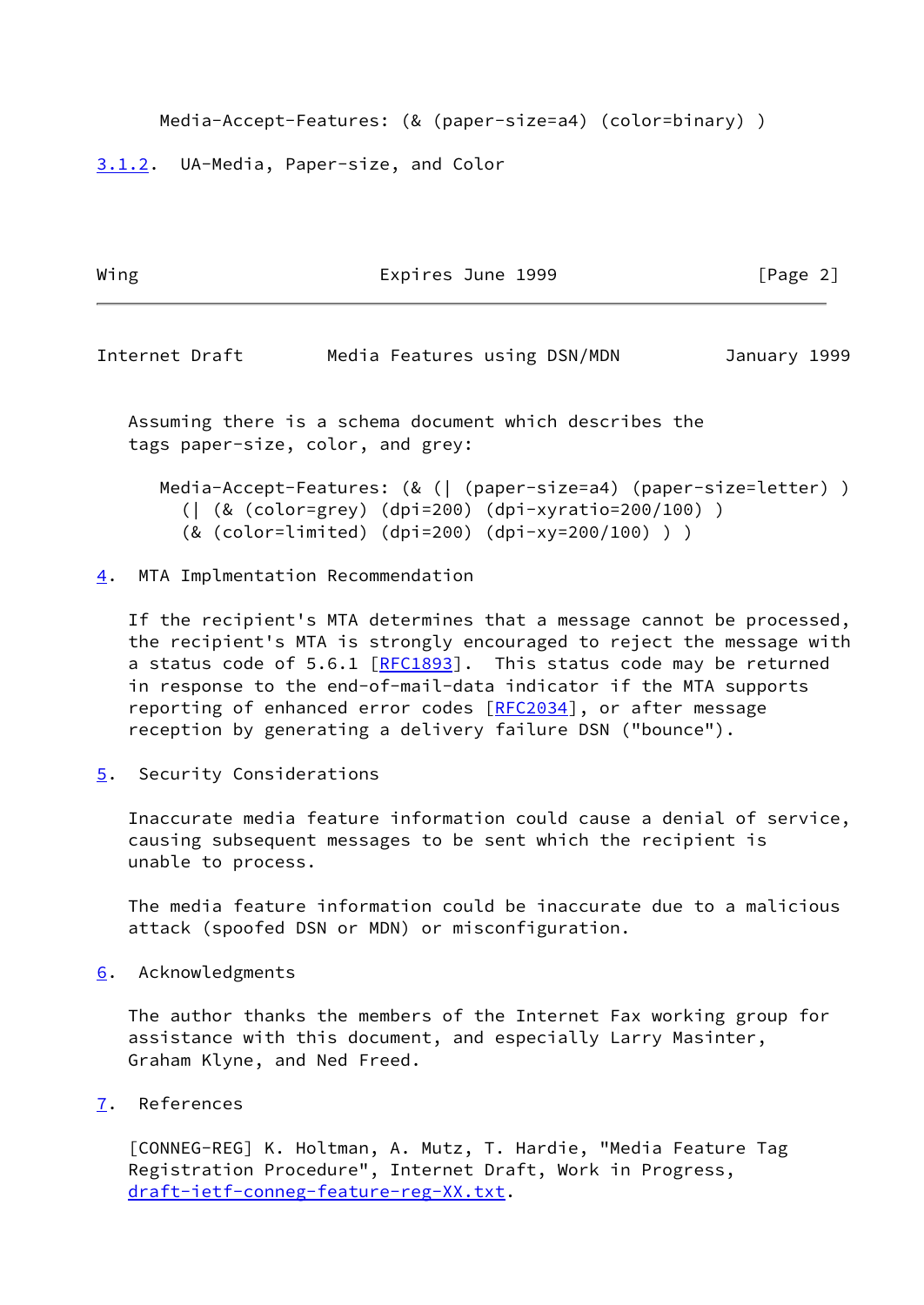```
Media-Accept-Features: (& (paper-size=a4) (color=binary) )
```

### 3.1.2. UA-Media, Paper-size, and Color

Assuming there is a schema document which describes the tags paper-size, color, and grey:

```
Media-Accept-Features: (& (| (paper-size=a4) (paper-size=letter) )
  (| (& (color=grey) (dpi=200) (dpi-xyratio=200/100) )
  (& (color=limited) (dpi=200) (dpi-xy=200/100) ) )
```

## 4. MTA Implmentation Recommendation

If the recipient's MTA determines that a message cannot be processed, the recipient's MTA is strongly encouraged to reject the message with a status code of 5.6.1 [RFC1893]. This status code may be returned in response to the end-of-mail-data indicator if the MTA supports reporting of enhanced error codes [RFC2034], or after message reception by generating a delivery failure DSN ("bounce").

## 5. Security Considerations

Inaccurate media feature information could cause a denial of service, causing subsequent messages to be sent which the recipient is unable to process.

The media feature information could be inaccurate due to a malicious attack (spoofed DSN or MDN) or misconfiguration.

## 6. Acknowledgments

The author thanks the members of the Internet Fax working group for assistance with this document, and especially Larry Masinter, Graham Klyne, and Ned Freed.

## 7. References

[CONNEG-REG] K. Holtman, A. Mutz, T. Hardie, "Media Feature Tag Registration Procedure", Internet Draft, Work in Progress, draft-ietf-conneg-feature-reg-XX.txt.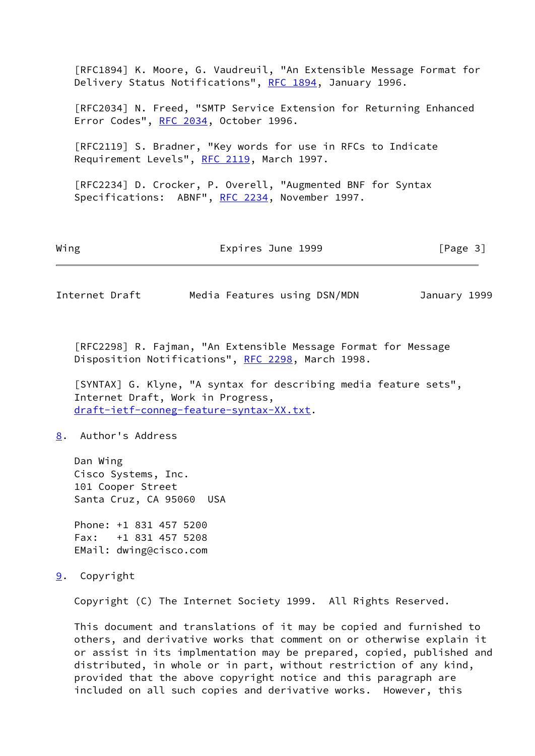[RFC1894] K. Moore, G. Vaudreuil, "An Extensible Message Format for Delivery Status Notifications", RFC 1894, January 1996.

[RFC2034] N. Freed, "SMTP Service Extension for Returning Enhanced Error Codes", RFC 2034, October 1996.

[RFC2119] S. Bradner, "Key words for use in RFCs to Indicate Requirement Levels", RFC 2119, March 1997.

[RFC2234] D. Crocker, P. Overell, "Augmented BNF for Syntax Specifications:  ABNF", RFC 2234, November 1997.

[RFC2298] R. Fajman, "An Extensible Message Format for Message Disposition Notifications", RFC 2298, March 1998.

[SYNTAX] G. Klyne, "A syntax for describing media feature sets", Internet Draft, Work in Progress, draft-ietf-conneg-feature-syntax-XX.txt.

## 8. Author's Address

Dan Wing
Cisco Systems, Inc.
101 Cooper Street
Santa Cruz, CA 95060  USA

Phone: +1 831 457 5200
Fax:   +1 831 457 5208
EMail: dwing@cisco.com

## 9. Copyright

Copyright (C) The Internet Society 1999.  All Rights Reserved.

This document and translations of it may be copied and furnished to others, and derivative works that comment on or otherwise explain it or assist in its implmentation may be prepared, copied, published and distributed, in whole or in part, without restriction of any kind, provided that the above copyright notice and this paragraph are included on all such copies and derivative works.  However, this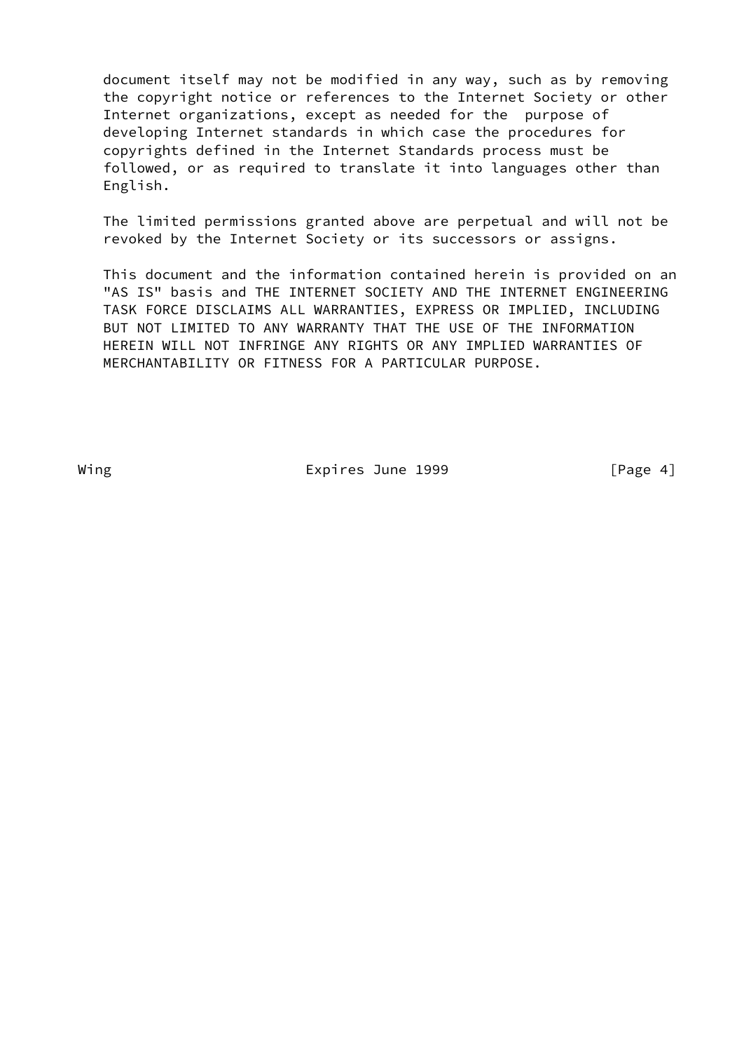document itself may not be modified in any way, such as by removing the copyright notice or references to the Internet Society or other Internet organizations, except as needed for the purpose of developing Internet standards in which case the procedures for copyrights defined in the Internet Standards process must be followed, or as required to translate it into languages other than English.

The limited permissions granted above are perpetual and will not be revoked by the Internet Society or its successors or assigns.

This document and the information contained herein is provided on an "AS IS" basis and THE INTERNET SOCIETY AND THE INTERNET ENGINEERING TASK FORCE DISCLAIMS ALL WARRANTIES, EXPRESS OR IMPLIED, INCLUDING BUT NOT LIMITED TO ANY WARRANTY THAT THE USE OF THE INFORMATION HEREIN WILL NOT INFRINGE ANY RIGHTS OR ANY IMPLIED WARRANTIES OF MERCHANTABILITY OR FITNESS FOR A PARTICULAR PURPOSE.